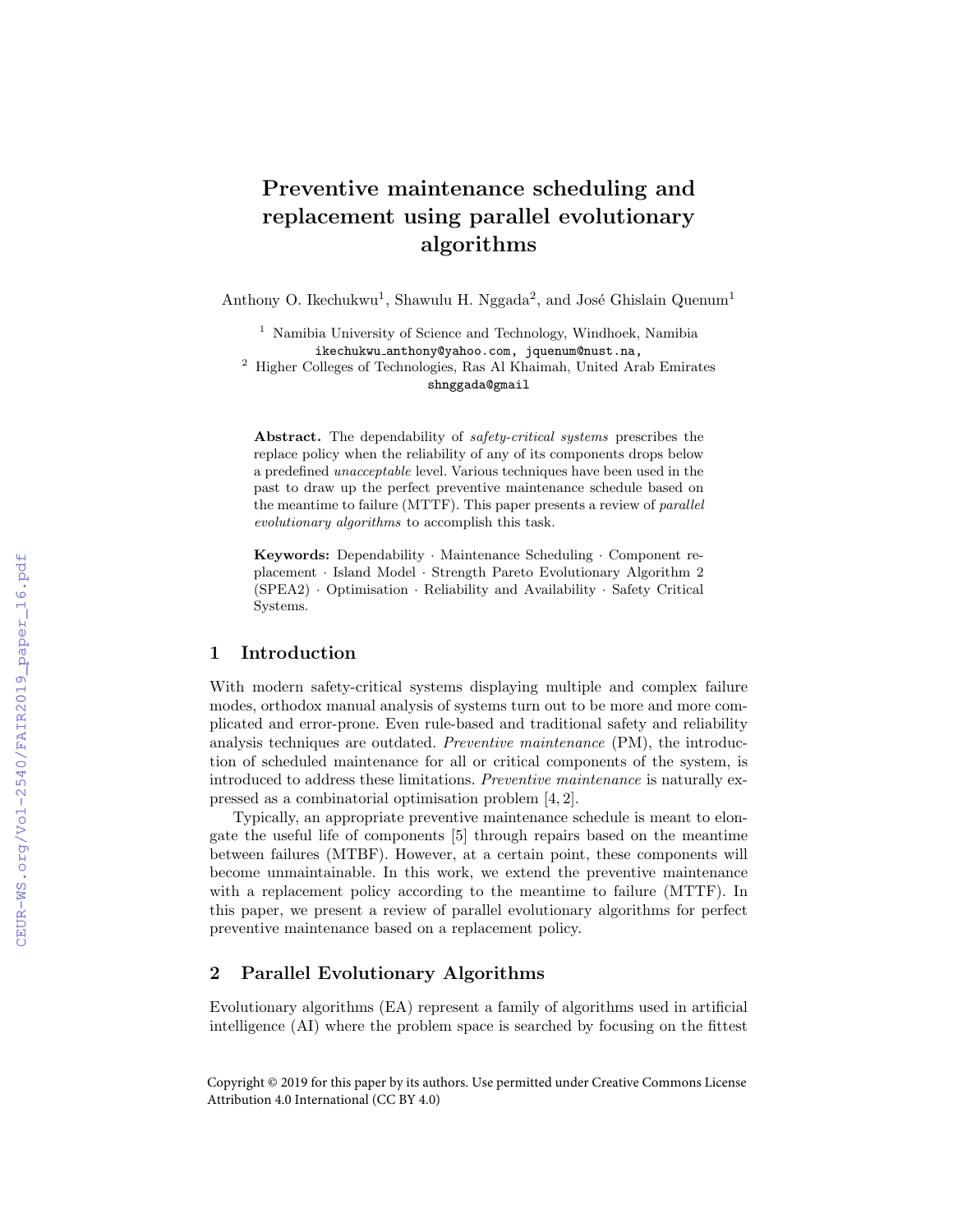# Preventive maintenance scheduling and replacement using parallel evolutionary algorithms

Anthony O. Ikechukwu[1], Shawulu H. Nggada[2], and José Ghislain Quenum[1]

[1] Namibia University of Science and Technology, Windhoek, Namibia
ikechukwu_anthony@yahoo.com, jquenum@nust.na,
[2] Higher Colleges of Technologies, Ras Al Khaimah, United Arab Emirates
shnggada@gmail

**Abstract.** The dependability of *safety-critical systems* prescribes the replace policy when the reliability of any of its components drops below a predefined *unacceptable* level. Various techniques have been used in the past to draw up the perfect preventive maintenance schedule based on the meantime to failure (MTTF). This paper presents a review of *parallel evolutionary algorithms* to accomplish this task.

**Keywords:** Dependability · Maintenance Scheduling · Component replacement · Island Model · Strength Pareto Evolutionary Algorithm 2 (SPEA2) · Optimisation · Reliability and Availability · Safety Critical Systems.

## 1 Introduction

With modern safety-critical systems displaying multiple and complex failure modes, orthodox manual analysis of systems turn out to be more and more complicated and error-prone. Even rule-based and traditional safety and reliability analysis techniques are outdated. *Preventive maintenance* (PM), the introduction of scheduled maintenance for all or critical components of the system, is introduced to address these limitations. *Preventive maintenance* is naturally expressed as a combinatorial optimisation problem [4, 2].

Typically, an appropriate preventive maintenance schedule is meant to elongate the useful life of components [5] through repairs based on the meantime between failures (MTBF). However, at a certain point, these components will become unmaintainable. In this work, we extend the preventive maintenance with a replacement policy according to the meantime to failure (MTTF). In this paper, we present a review of parallel evolutionary algorithms for perfect preventive maintenance based on a replacement policy.

## 2 Parallel Evolutionary Algorithms

Evolutionary algorithms (EA) represent a family of algorithms used in artificial intelligence (AI) where the problem space is searched by focusing on the fittest

Copyright © 2019 for this paper by its authors. Use permitted under Creative Commons License Attribution 4.0 International (CC BY 4.0)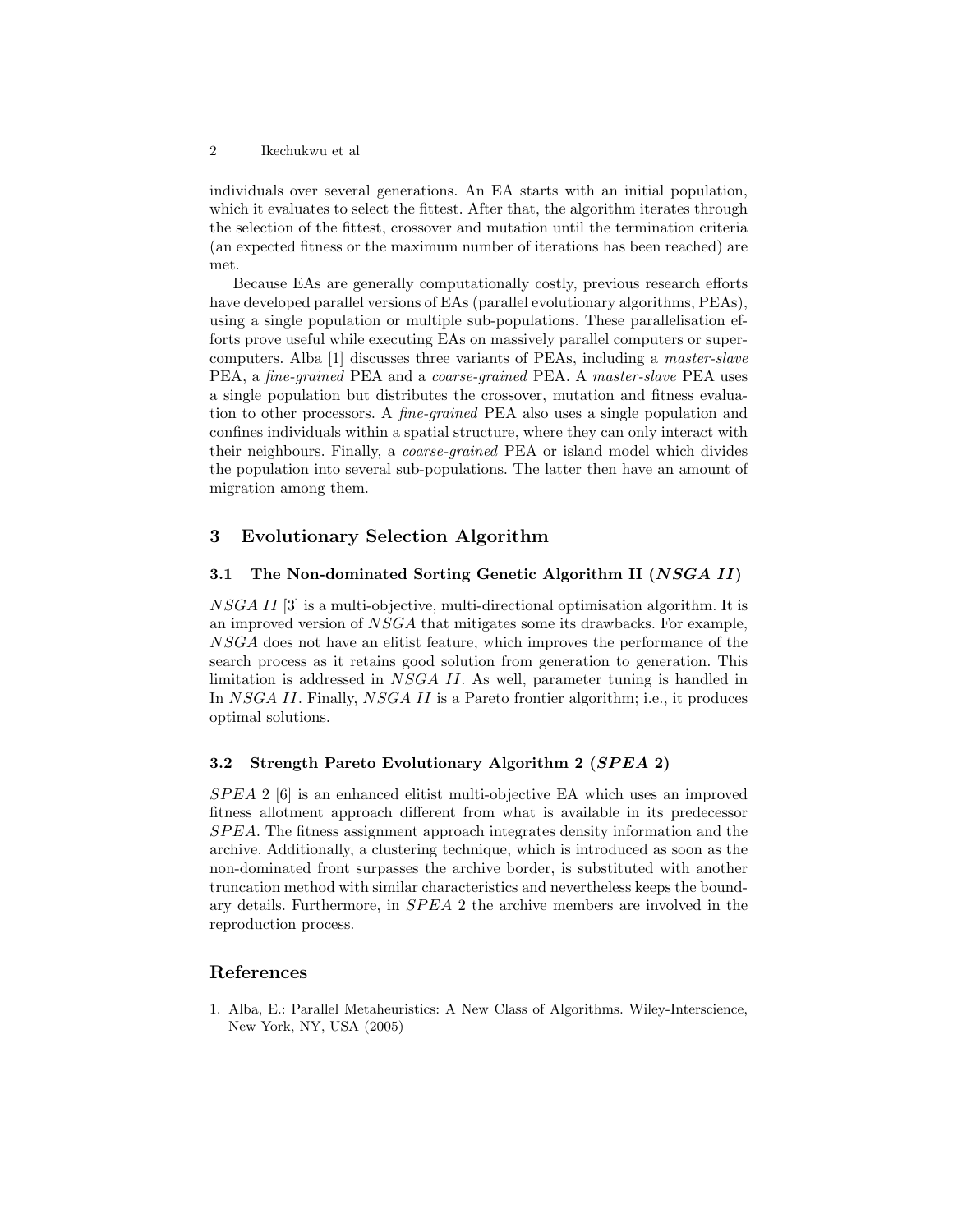individuals over several generations. An EA starts with an initial population, which it evaluates to select the fittest. After that, the algorithm iterates through the selection of the fittest, crossover and mutation until the termination criteria (an expected fitness or the maximum number of iterations has been reached) are met.

Because EAs are generally computationally costly, previous research efforts have developed parallel versions of EAs (parallel evolutionary algorithms, PEAs), using a single population or multiple sub-populations. These parallelisation efforts prove useful while executing EAs on massively parallel computers or supercomputers. Alba [1] discusses three variants of PEAs, including a *master-slave* PEA, a *fine-grained* PEA and a *coarse-grained* PEA. A *master-slave* PEA uses a single population but distributes the crossover, mutation and fitness evaluation to other processors. A *fine-grained* PEA also uses a single population and confines individuals within a spatial structure, where they can only interact with their neighbours. Finally, a *coarse-grained* PEA or island model which divides the population into several sub-populations. The latter then have an amount of migration among them.

## 3 Evolutionary Selection Algorithm

### 3.1 The Non-dominated Sorting Genetic Algorithm II (*NSGA II*)

*NSGA II* [3] is a multi-objective, multi-directional optimisation algorithm. It is an improved version of *NSGA* that mitigates some its drawbacks. For example, *NSGA* does not have an elitist feature, which improves the performance of the search process as it retains good solution from generation to generation. This limitation is addressed in *NSGA II*. As well, parameter tuning is handled in In *NSGA II*. Finally, *NSGA II* is a Pareto frontier algorithm; i.e., it produces optimal solutions.

### 3.2 Strength Pareto Evolutionary Algorithm 2 (*SPEA* 2)

*SPEA* 2 [6] is an enhanced elitist multi-objective EA which uses an improved fitness allotment approach different from what is available in its predecessor *SPEA*. The fitness assignment approach integrates density information and the archive. Additionally, a clustering technique, which is introduced as soon as the non-dominated front surpasses the archive border, is substituted with another truncation method with similar characteristics and nevertheless keeps the boundary details. Furthermore, in *SPEA* 2 the archive members are involved in the reproduction process.

## References

1. Alba, E.: Parallel Metaheuristics: A New Class of Algorithms. Wiley-Interscience, New York, NY, USA (2005)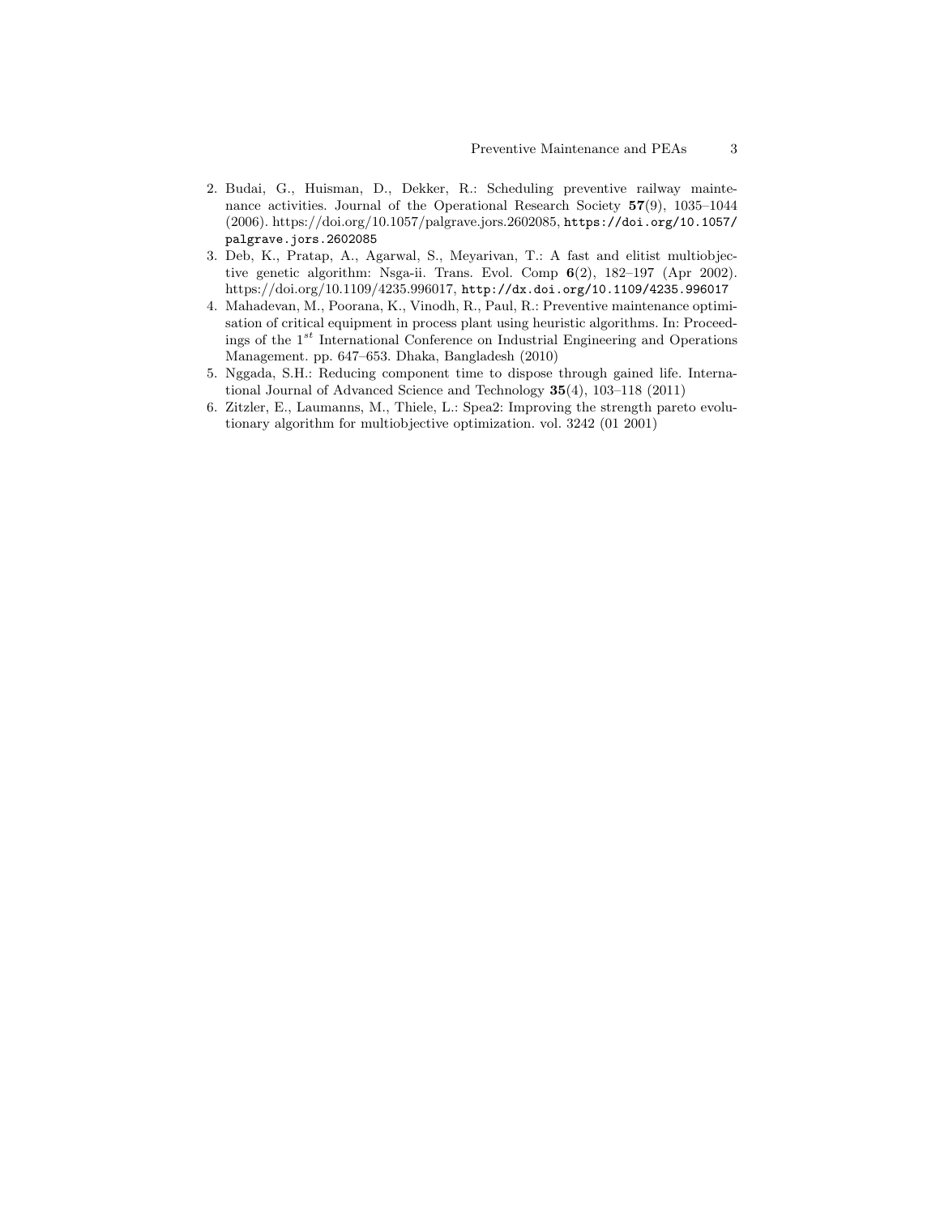2. Budai, G., Huisman, D., Dekker, R.: Scheduling preventive railway maintenance activities. Journal of the Operational Research Society **57**(9), 1035–1044 (2006). https://doi.org/10.1057/palgrave.jors.2602085, `https://doi.org/10.1057/palgrave.jors.2602085`
3. Deb, K., Pratap, A., Agarwal, S., Meyarivan, T.: A fast and elitist multiobjective genetic algorithm: Nsga-ii. Trans. Evol. Comp **6**(2), 182–197 (Apr 2002). https://doi.org/10.1109/4235.996017, `http://dx.doi.org/10.1109/4235.996017`
4. Mahadevan, M., Poorana, K., Vinodh, R., Paul, R.: Preventive maintenance optimisation of critical equipment in process plant using heuristic algorithms. In: Proceedings of the $1^{st}$ International Conference on Industrial Engineering and Operations Management. pp. 647–653. Dhaka, Bangladesh (2010)
5. Nggada, S.H.: Reducing component time to dispose through gained life. International Journal of Advanced Science and Technology **35**(4), 103–118 (2011)
6. Zitzler, E., Laumanns, M., Thiele, L.: Spea2: Improving the strength pareto evolutionary algorithm for multiobjective optimization. vol. 3242 (01 2001)